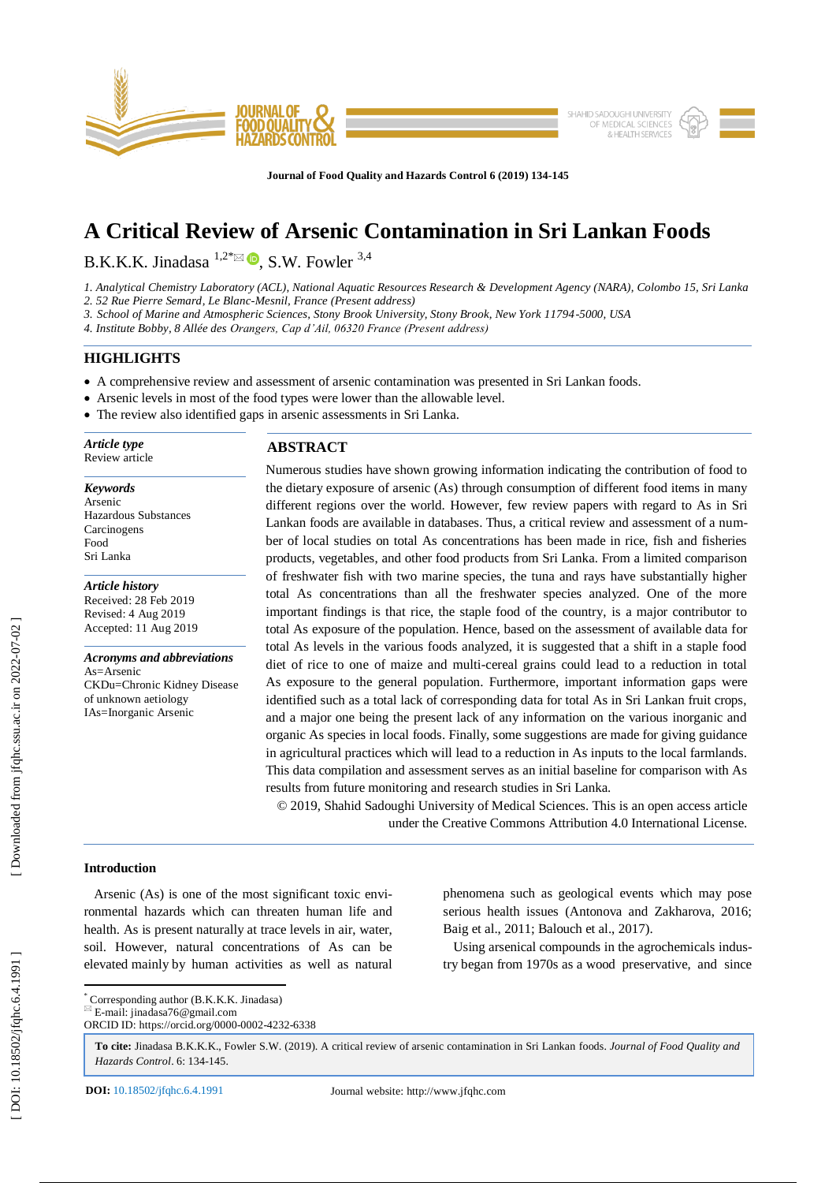# A Critical Review of Arsenic Contamination in Sri Lankan Foods

B.K.K.K. Jinadasa [1,2*], S.W. Fowler [3,4]

*1. Analytical Chemistry Laboratory (ACL), National Aquatic Resources Research & Development Agency (NARA), Colombo 15, Sri Lanka*
*2. 52 Rue Pierre Semard, Le Blanc-Mesnil, France (Present address)*
*3. School of Marine and Atmospheric Sciences, Stony Brook University, Stony Brook, New York 11794-5000, USA*
*4. Institute Bobby, 8 Allée des Orangers, Cap d'Ail, 06320 France (Present address)*

## HIGHLIGHTS

- A comprehensive review and assessment of arsenic contamination was presented in Sri Lankan foods.
- Arsenic levels in most of the food types were lower than the allowable level.
- The review also identified gaps in arsenic assessments in Sri Lanka.

***Article type***
Review article

***Keywords***
Arsenic
Hazardous Substances
Carcinogens
Food
Sri Lanka

***Article history***
Received: 28 Feb 2019
Revised: 4 Aug 2019
Accepted: 11 Aug 2019

***Acronyms and abbreviations***
As=Arsenic
CKDu=Chronic Kidney Disease of unknown aetiology
IAs=Inorganic Arsenic

## ABSTRACT

Numerous studies have shown growing information indicating the contribution of food to the dietary exposure of arsenic (As) through consumption of different food items in many different regions over the world. However, few review papers with regard to As in Sri Lankan foods are available in databases. Thus, a critical review and assessment of a number of local studies on total As concentrations has been made in rice, fish and fisheries products, vegetables, and other food products from Sri Lanka. From a limited comparison of freshwater fish with two marine species, the tuna and rays have substantially higher total As concentrations than all the freshwater species analyzed. One of the more important findings is that rice, the staple food of the country, is a major contributor to total As exposure of the population. Hence, based on the assessment of available data for total As levels in the various foods analyzed, it is suggested that a shift in a staple food diet of rice to one of maize and multi-cereal grains could lead to a reduction in total As exposure to the general population. Furthermore, important information gaps were identified such as a total lack of corresponding data for total As in Sri Lankan fruit crops, and a major one being the present lack of any information on the various inorganic and organic As species in local foods. Finally, some suggestions are made for giving guidance in agricultural practices which will lead to a reduction in As inputs to the local farmlands. This data compilation and assessment serves as an initial baseline for comparison with As results from future monitoring and research studies in Sri Lanka.

© 2019, Shahid Sadoughi University of Medical Sciences. This is an open access article under the Creative Commons Attribution 4.0 International License.

### Introduction

Arsenic (As) is one of the most significant toxic environmental hazards which can threaten human life and health. As is present naturally at trace levels in air, water, soil. However, natural concentrations of As can be elevated mainly by human activities as well as natural phenomena such as geological events which may pose serious health issues (Antonova and Zakharova, 2016; Baig et al., 2011; Balouch et al., 2017).

Using arsenical compounds in the agrochemicals industry began from 1970s as a wood preservative, and since

---

[*] Corresponding author (B.K.K.K. Jinadasa)
E-mail: jinadasa76@gmail.com
ORCID ID: https://orcid.org/0000-0002-4232-6338

**To cite:** Jinadasa B.K.K.K., Fowler S.W. (2019). A critical review of arsenic contamination in Sri Lankan foods. *Journal of Food Quality and Hazards Control*. 6: 134-145.

**DOI:** 10.18502/jfqhc.6.4.1991    Journal website: http://www.jfqhc.com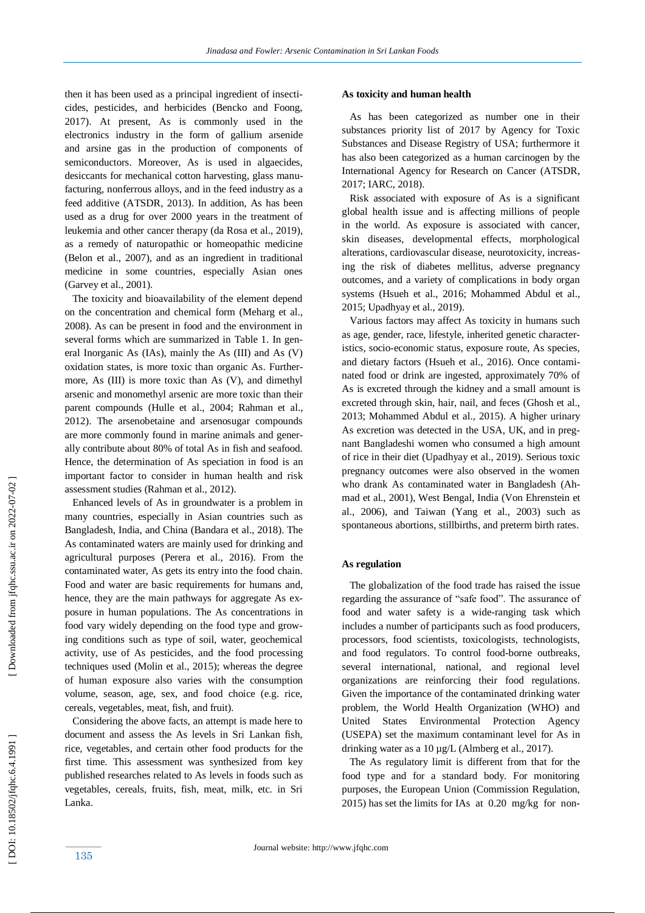then it has been used as a principal ingredient of insecticides, pesticides, and herbicides (Bencko and Foong, 2017). At present, As is commonly used in the electronics industry in the form of gallium arsenide and arsine gas in the production of components of semiconductors. Moreover, As is used in algaecides, desiccants for mechanical cotton harvesting, glass manufacturing, nonferrous alloys, and in the feed industry as a feed additive (ATSDR, 2013). In addition, As has been used as a drug for over 2000 years in the treatment of leukemia and other cancer therapy (da Rosa et al., 2019), as a remedy of naturopathic or homeopathic medicine (Belon et al., 2007), and as an ingredient in traditional medicine in some countries, especially Asian ones (Garvey et al., 2001).

The toxicity and bioavailability of the element depend on the concentration and chemical form (Meharg et al., 2008). As can be present in food and the environment in several forms which are summarized in Table 1. In general Inorganic As (IAs), mainly the As (III) and As (V) oxidation states, is more toxic than organic As. Furthermore, As (III) is more toxic than As (V), and dimethyl arsenic and monomethyl arsenic are more toxic than their parent compounds (Hulle et al., 2004; Rahman et al., 2012). The arsenobetaine and arsenosugar compounds are more commonly found in marine animals and generally contribute about 80% of total As in fish and seafood. Hence, the determination of As speciation in food is an important factor to consider in human health and risk assessment studies (Rahman et al., 2012).

Enhanced levels of As in groundwater is a problem in many countries, especially in Asian countries such as Bangladesh, India, and China (Bandara et al., 2018). The As contaminated waters are mainly used for drinking and agricultural purposes (Perera et al., 2016). From the contaminated water, As gets its entry into the food chain. Food and water are basic requirements for humans and, hence, they are the main pathways for aggregate As exposure in human populations. The As concentrations in food vary widely depending on the food type and growing conditions such as type of soil, water, geochemical activity, use of As pesticides, and the food processing techniques used (Molin et al., 2015); whereas the degree of human exposure also varies with the consumption volume, season, age, sex, and food choice (e.g. rice, cereals, vegetables, meat, fish, and fruit).

Considering the above facts, an attempt is made here to document and assess the As levels in Sri Lankan fish, rice, vegetables, and certain other food products for the first time. This assessment was synthesized from key published researches related to As levels in foods such as vegetables, cereals, fruits, fish, meat, milk, etc. in Sri Lanka.

### As toxicity and human health

As has been categorized as number one in their substances priority list of 2017 by Agency for Toxic Substances and Disease Registry of USA; furthermore it has also been categorized as a human carcinogen by the International Agency for Research on Cancer (ATSDR, 2017; IARC, 2018).

Risk associated with exposure of As is a significant global health issue and is affecting millions of people in the world. As exposure is associated with cancer, skin diseases, developmental effects, morphological alterations, cardiovascular disease, neurotoxicity, increasing the risk of diabetes mellitus, adverse pregnancy outcomes, and a variety of complications in body organ systems (Hsueh et al., 2016; Mohammed Abdul et al., 2015; Upadhyay et al., 2019).

Various factors may affect As toxicity in humans such as age, gender, race, lifestyle, inherited genetic characteristics, socio-economic status, exposure route, As species, and dietary factors (Hsueh et al., 2016). Once contaminated food or drink are ingested, approximately 70% of As is excreted through the kidney and a small amount is excreted through skin, hair, nail, and feces (Ghosh et al., 2013; Mohammed Abdul et al., 2015). A higher urinary As excretion was detected in the USA, UK, and in pregnant Bangladeshi women who consumed a high amount of rice in their diet (Upadhyay et al., 2019). Serious toxic pregnancy outcomes were also observed in the women who drank As contaminated water in Bangladesh (Ahmad et al., 2001), West Bengal, India (Von Ehrenstein et al., 2006), and Taiwan (Yang et al., 2003) such as spontaneous abortions, stillbirths, and preterm birth rates.

### As regulation

The globalization of the food trade has raised the issue regarding the assurance of "safe food". The assurance of food and water safety is a wide-ranging task which includes a number of participants such as food producers, processors, food scientists, toxicologists, technologists, and food regulators. To control food-borne outbreaks, several international, national, and regional level organizations are reinforcing their food regulations. Given the importance of the contaminated drinking water problem, the World Health Organization (WHO) and United States Environmental Protection Agency (USEPA) set the maximum contaminant level for As in drinking water as a 10 µg/L (Almberg et al., 2017).

The As regulatory limit is different from that for the food type and for a standard body. For monitoring purposes, the European Union (Commission Regulation, 2015) has set the limits for IAs at 0.20 mg/kg for non-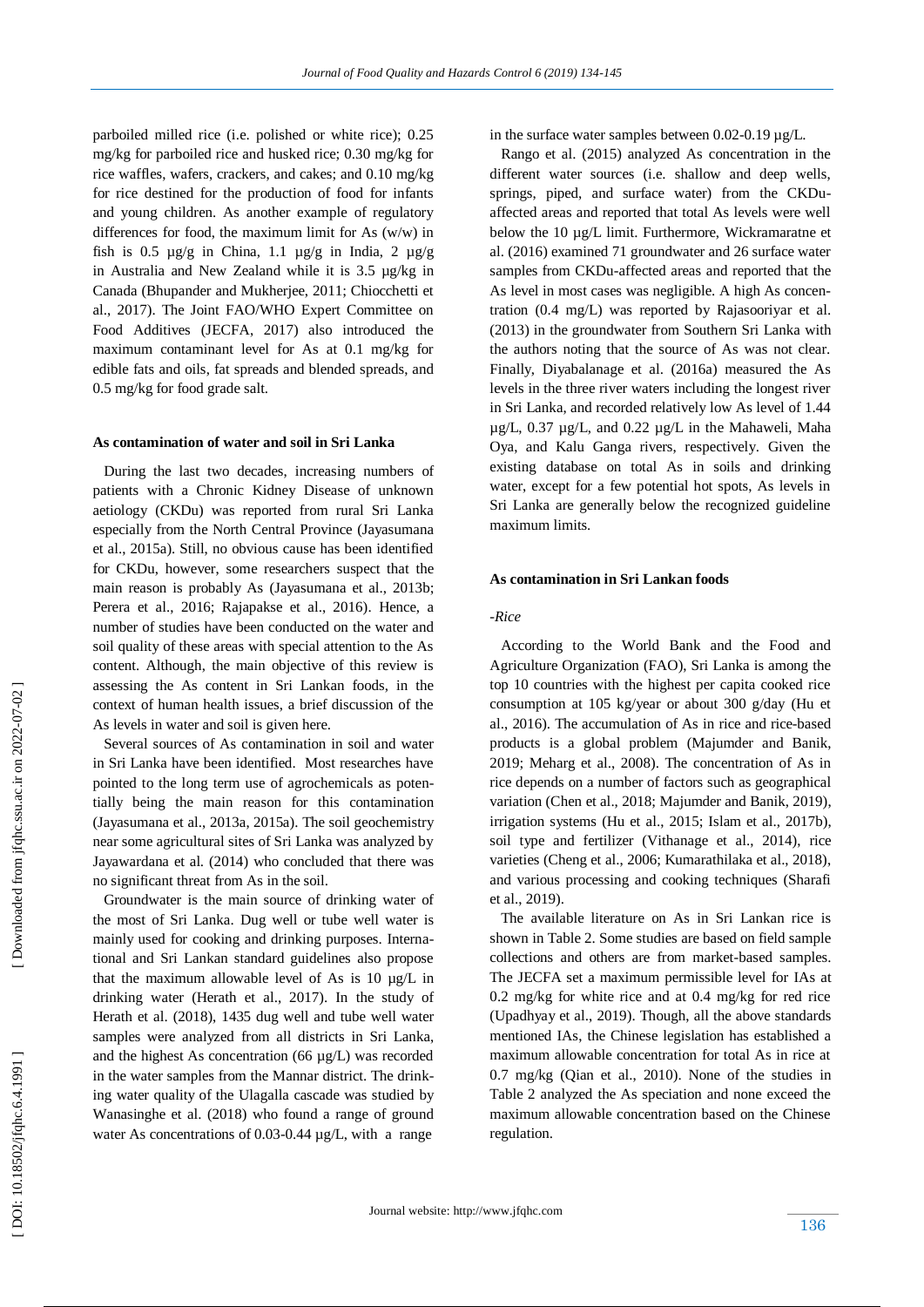parboiled milled rice (i.e. polished or white rice); 0.25 mg/kg for parboiled rice and husked rice; 0.30 mg/kg for rice waffles, wafers, crackers, and cakes; and 0.10 mg/kg for rice destined for the production of food for infants and young children. As another example of regulatory differences for food, the maximum limit for As (w/w) in fish is 0.5 µg/g in China, 1.1 µg/g in India, 2 µg/g in Australia and New Zealand while it is 3.5 µg/kg in Canada (Bhupander and Mukherjee, 2011; Chiocchetti et al., 2017). The Joint FAO/WHO Expert Committee on Food Additives (JECFA, 2017) also introduced the maximum contaminant level for As at 0.1 mg/kg for edible fats and oils, fat spreads and blended spreads, and 0.5 mg/kg for food grade salt.

#### As contamination of water and soil in Sri Lanka

During the last two decades, increasing numbers of patients with a Chronic Kidney Disease of unknown aetiology (CKDu) was reported from rural Sri Lanka especially from the North Central Province (Jayasumana et al., 2015a). Still, no obvious cause has been identified for CKDu, however, some researchers suspect that the main reason is probably As (Jayasumana et al., 2013b; Perera et al., 2016; Rajapakse et al., 2016). Hence, a number of studies have been conducted on the water and soil quality of these areas with special attention to the As content. Although, the main objective of this review is assessing the As content in Sri Lankan foods, in the context of human health issues, a brief discussion of the As levels in water and soil is given here.

Several sources of As contamination in soil and water in Sri Lanka have been identified. Most researches have pointed to the long term use of agrochemicals as potentially being the main reason for this contamination (Jayasumana et al., 2013a, 2015a). The soil geochemistry near some agricultural sites of Sri Lanka was analyzed by Jayawardana et al. (2014) who concluded that there was no significant threat from As in the soil.

Groundwater is the main source of drinking water of the most of Sri Lanka. Dug well or tube well water is mainly used for cooking and drinking purposes. International and Sri Lankan standard guidelines also propose that the maximum allowable level of As is 10 µg/L in drinking water (Herath et al., 2017). In the study of Herath et al. (2018), 1435 dug well and tube well water samples were analyzed from all districts in Sri Lanka, and the highest As concentration (66 µg/L) was recorded in the water samples from the Mannar district. The drinking water quality of the Ulagalla cascade was studied by Wanasinghe et al. (2018) who found a range of ground water As concentrations of 0.03-0.44 µg/L, with a range in the surface water samples between 0.02-0.19 µg/L.

Rango et al. (2015) analyzed As concentration in the different water sources (i.e. shallow and deep wells, springs, piped, and surface water) from the CKDu-affected areas and reported that total As levels were well below the 10 µg/L limit. Furthermore, Wickramaratne et al. (2016) examined 71 groundwater and 26 surface water samples from CKDu-affected areas and reported that the As level in most cases was negligible. A high As concentration (0.4 mg/L) was reported by Rajasooriyar et al. (2013) in the groundwater from Southern Sri Lanka with the authors noting that the source of As was not clear. Finally, Diyabalanage et al. (2016a) measured the As levels in the three river waters including the longest river in Sri Lanka, and recorded relatively low As level of 1.44 µg/L, 0.37 µg/L, and 0.22 µg/L in the Mahaweli, Maha Oya, and Kalu Ganga rivers, respectively. Given the existing database on total As in soils and drinking water, except for a few potential hot spots, As levels in Sri Lanka are generally below the recognized guideline maximum limits.

#### As contamination in Sri Lankan foods

*-Rice*

According to the World Bank and the Food and Agriculture Organization (FAO), Sri Lanka is among the top 10 countries with the highest per capita cooked rice consumption at 105 kg/year or about 300 g/day (Hu et al., 2016). The accumulation of As in rice and rice-based products is a global problem (Majumder and Banik, 2019; Meharg et al., 2008). The concentration of As in rice depends on a number of factors such as geographical variation (Chen et al., 2018; Majumder and Banik, 2019), irrigation systems (Hu et al., 2015; Islam et al., 2017b), soil type and fertilizer (Vithanage et al., 2014), rice varieties (Cheng et al., 2006; Kumarathilaka et al., 2018), and various processing and cooking techniques (Sharafi et al., 2019).

The available literature on As in Sri Lankan rice is shown in Table 2. Some studies are based on field sample collections and others are from market-based samples. The JECFA set a maximum permissible level for IAs at 0.2 mg/kg for white rice and at 0.4 mg/kg for red rice (Upadhyay et al., 2019). Though, all the above standards mentioned IAs, the Chinese legislation has established a maximum allowable concentration for total As in rice at 0.7 mg/kg (Qian et al., 2010). None of the studies in Table 2 analyzed the As speciation and none exceed the maximum allowable concentration based on the Chinese regulation.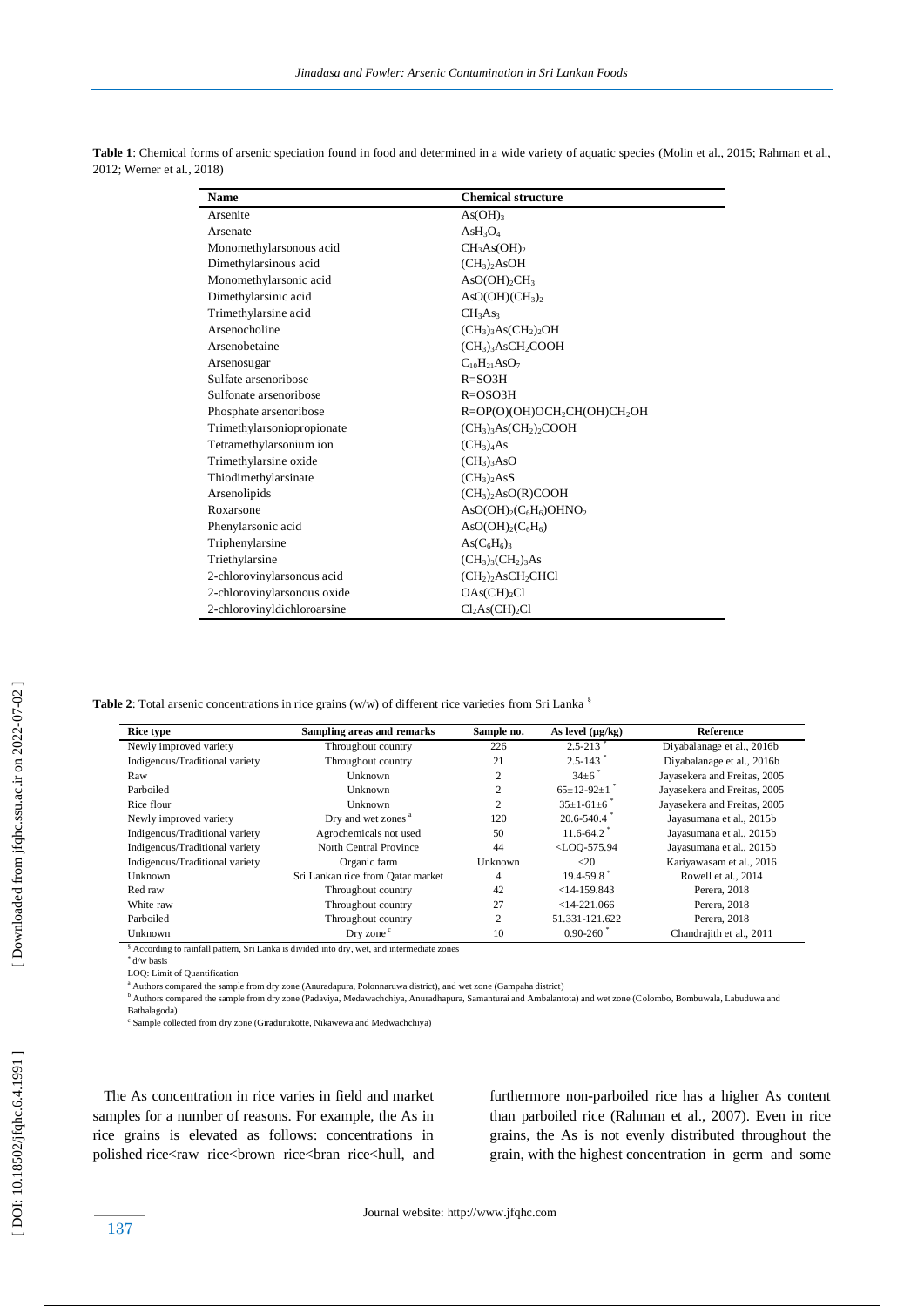**Table 1**: Chemical forms of arsenic speciation found in food and determined in a wide variety of aquatic species (Molin et al., 2015; Rahman et al., 2012; Werner et al., 2018)

| Name | Chemical structure |
|---|---|
| Arsenite | $As(OH)_3$ |
| Arsenate | $AsH_3O_4$ |
| Monomethylarsonous acid | $CH_3As(OH)_2$ |
| Dimethylarsinous acid | $(CH_3)_2AsOH$ |
| Monomethylarsonic acid | $AsO(OH)_2CH_3$ |
| Dimethylarsinic acid | $AsO(OH)(CH_3)_2$ |
| Trimethylarsine acid | $CH_3As_3$ |
| Arsenocholine | $(CH_3)_3As(CH_2)_2OH$ |
| Arsenobetaine | $(CH_3)_3AsCH_2COOH$ |
| Arsenosugar | $C_{10}H_{21}AsO_7$ |
| Sulfate arsenoribose | R=SO3H |
| Sulfonate arsenoribose | R=OSO3H |
| Phosphate arsenoribose | $R=OP(O)(OH)OCH_2CH(OH)CH_2OH$ |
| Trimethylarsoniopropionate | $(CH_3)_3As(CH_2)_2COOH$ |
| Tetramethylarsonium ion | $(CH_3)_4As$ |
| Trimethylarsine oxide | $(CH_3)_3AsO$ |
| Thiodimethylarsinate | $(CH_3)_2AsS$ |
| Arsenolipids | $(CH_3)_2AsO(R)COOH$ |
| Roxarsone | $AsO(OH)_2(C_6H_6)OHNO_2$ |
| Phenylarsonic acid | $AsO(OH)_2(C_6H_6)$ |
| Triphenylarsine | $As(C_6H_6)_3$ |
| Triethylarsine | $(CH_3)_3(CH_2)_3As$ |
| 2-chlorovinylarsonous acid | $(CH_2)_2AsCH_2CHCl$ |
| 2-chlorovinylarsonous oxide | $OAs(CH)_2Cl$ |
| 2-chlorovinyldichloroarsine | $Cl_2As(CH)_2Cl$ |

**Table 2**: Total arsenic concentrations in rice grains (w/w) of different rice varieties from Sri Lanka [§]

| Rice type | Sampling areas and remarks | Sample no. | As level (µg/kg) | Reference |
|---|---|---|---|---|
| Newly improved variety | Throughout country | 226 | 2.5-213 [*] | Diyabalanage et al., 2016b |
| Indigenous/Traditional variety | Throughout country | 21 | 2.5-143 [*] | Diyabalanage et al., 2016b |
| Raw | Unknown | 2 | 34±6 [*] | Jayasekera and Freitas, 2005 |
| Parboiled | Unknown | 2 | 65±12-92±1 [*] | Jayasekera and Freitas, 2005 |
| Rice flour | Unknown | 2 | 35±1-61±6 [*] | Jayasekera and Freitas, 2005 |
| Newly improved variety | Dry and wet zones [a] | 120 | 20.6-540.4 [*] | Jayasumana et al., 2015b |
| Indigenous/Traditional variety | Agrochemicals not used | 50 | 11.6-64.2 [*] | Jayasumana et al., 2015b |
| Indigenous/Traditional variety | North Central Province | 44 | <LOQ-575.94 | Jayasumana et al., 2015b |
| Indigenous/Traditional variety | Organic farm | Unknown | <20 | Kariyawasam et al., 2016 |
| Unknown | Sri Lankan rice from Qatar market | 4 | 19.4-59.8 [*] | Rowell et al., 2014 |
| Red raw | Throughout country | 42 | <14-159.843 | Perera, 2018 |
| White raw | Throughout country | 27 | <14-221.066 | Perera, 2018 |
| Parboiled | Throughout country | 2 | 51.331-121.622 | Perera, 2018 |
| Unknown | Dry zone [c] | 10 | 0.90-260 [*] | Chandrajith et al., 2011 |

[§] According to rainfall pattern, Sri Lanka is divided into dry, wet, and intermediate zones
[*] d/w basis
LOQ: Limit of Quantification
[a] Authors compared the sample from dry zone (Anuradapura, Polonnaruwa district), and wet zone (Gampaha district)
[b] Authors compared the sample from dry zone (Padaviya, Medawachchiya, Anuradhapura, Samanturai and Ambalantota) and wet zone (Colombo, Bombuwala, Labuduwa and Bathalagoda)
[c] Sample collected from dry zone (Giradurukotte, Nikawewa and Medwachchiya)

The As concentration in rice varies in field and market samples for a number of reasons. For example, the As in rice grains is elevated as follows: concentrations in polished rice<raw rice<brown rice<bran rice<hull, and furthermore non-parboiled rice has a higher As content than parboiled rice (Rahman et al., 2007). Even in rice grains, the As is not evenly distributed throughout the grain, with the highest concentration in germ and some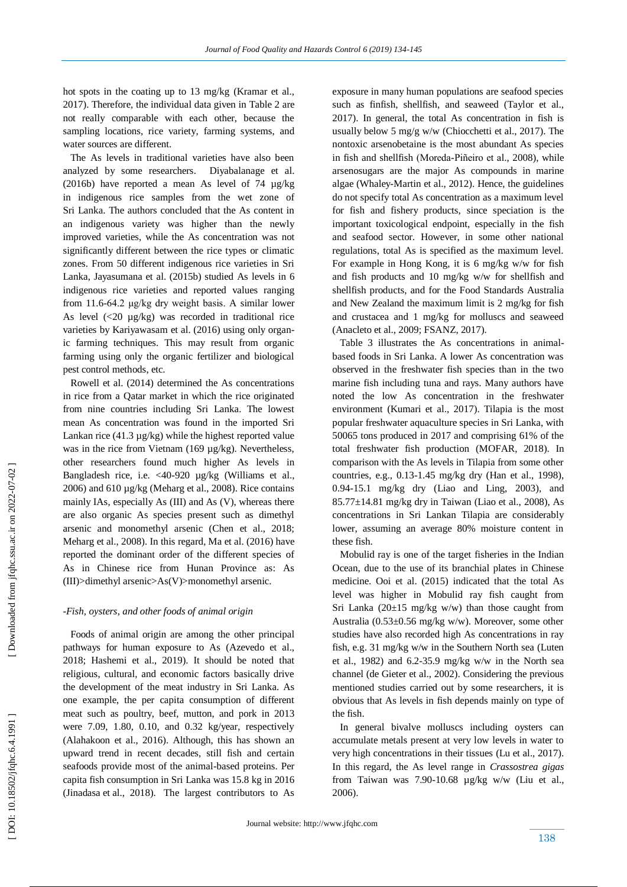hot spots in the coating up to 13 mg/kg (Kramar et al., 2017). Therefore, the individual data given in Table 2 are not really comparable with each other, because the sampling locations, rice variety, farming systems, and water sources are different.

The As levels in traditional varieties have also been analyzed by some researchers. Diyabalanage et al. (2016b) have reported a mean As level of 74 µg/kg in indigenous rice samples from the wet zone of Sri Lanka. The authors concluded that the As content in an indigenous variety was higher than the newly improved varieties, while the As concentration was not significantly different between the rice types or climatic zones. From 50 different indigenous rice varieties in Sri Lanka, Jayasumana et al. (2015b) studied As levels in 6 indigenous rice varieties and reported values ranging from 11.6-64.2 µg/kg dry weight basis. A similar lower As level (<20 µg/kg) was recorded in traditional rice varieties by Kariyawasam et al. (2016) using only organic farming techniques. This may result from organic farming using only the organic fertilizer and biological pest control methods, etc.

Rowell et al. (2014) determined the As concentrations in rice from a Qatar market in which the rice originated from nine countries including Sri Lanka. The lowest mean As concentration was found in the imported Sri Lankan rice (41.3 µg/kg) while the highest reported value was in the rice from Vietnam (169 µg/kg). Nevertheless, other researchers found much higher As levels in Bangladesh rice, i.e. <40-920 µg/kg (Williams et al., 2006) and 610 µg/kg (Meharg et al., 2008). Rice contains mainly IAs, especially As (III) and As (V), whereas there are also organic As species present such as dimethyl arsenic and monomethyl arsenic (Chen et al., 2018; Meharg et al., 2008). In this regard, Ma et al. (2016) have reported the dominant order of the different species of As in Chinese rice from Hunan Province as: As (III)>dimethyl arsenic>As(V)>monomethyl arsenic.

*-Fish, oysters, and other foods of animal origin*

Foods of animal origin are among the other principal pathways for human exposure to As (Azevedo et al., 2018; Hashemi et al., 2019). It should be noted that religious, cultural, and economic factors basically drive the development of the meat industry in Sri Lanka. As one example, the per capita consumption of different meat such as poultry, beef, mutton, and pork in 2013 were 7.09, 1.80, 0.10, and 0.32 kg/year, respectively (Alahakoon et al., 2016). Although, this has shown an upward trend in recent decades, still fish and certain seafoods provide most of the animal-based proteins. Per capita fish consumption in Sri Lanka was 15.8 kg in 2016 (Jinadasa et al., 2018). The largest contributors to As exposure in many human populations are seafood species such as finfish, shellfish, and seaweed (Taylor et al., 2017). In general, the total As concentration in fish is usually below 5 mg/g w/w (Chiocchetti et al., 2017). The nontoxic arsenobetaine is the most abundant As species in fish and shellfish (Moreda-Piñeiro et al., 2008), while arsenosugars are the major As compounds in marine algae (Whaley-Martin et al., 2012). Hence, the guidelines do not specify total As concentration as a maximum level for fish and fishery products, since speciation is the important toxicological endpoint, especially in the fish and seafood sector. However, in some other national regulations, total As is specified as the maximum level. For example in Hong Kong, it is 6 mg/kg w/w for fish and fish products and 10 mg/kg w/w for shellfish and shellfish products, and for the Food Standards Australia and New Zealand the maximum limit is 2 mg/kg for fish and crustacea and 1 mg/kg for molluscs and seaweed (Anacleto et al., 2009; FSANZ, 2017).

Table 3 illustrates the As concentrations in animal-based foods in Sri Lanka. A lower As concentration was observed in the freshwater fish species than in the two marine fish including tuna and rays. Many authors have noted the low As concentration in the freshwater environment (Kumari et al., 2017). Tilapia is the most popular freshwater aquaculture species in Sri Lanka, with 50065 tons produced in 2017 and comprising 61% of the total freshwater fish production (MOFAR, 2018). In comparison with the As levels in Tilapia from some other countries, e.g., 0.13-1.45 mg/kg dry (Han et al., 1998), 0.94-15.1 mg/kg dry (Liao and Ling, 2003), and 85.77±14.81 mg/kg dry in Taiwan (Liao et al., 2008), As concentrations in Sri Lankan Tilapia are considerably lower, assuming an average 80% moisture content in these fish.

Mobulid ray is one of the target fisheries in the Indian Ocean, due to the use of its branchial plates in Chinese medicine. Ooi et al. (2015) indicated that the total As level was higher in Mobulid ray fish caught from Sri Lanka (20±15 mg/kg w/w) than those caught from Australia (0.53±0.56 mg/kg w/w). Moreover, some other studies have also recorded high As concentrations in ray fish, e.g. 31 mg/kg w/w in the Southern North sea (Luten et al., 1982) and 6.2-35.9 mg/kg w/w in the North sea channel (de Gieter et al., 2002). Considering the previous mentioned studies carried out by some researchers, it is obvious that As levels in fish depends mainly on type of the fish.

In general bivalve molluscs including oysters can accumulate metals present at very low levels in water to very high concentrations in their tissues (Lu et al., 2017). In this regard, the As level range in *Crassostrea gigas* from Taiwan was 7.90-10.68 µg/kg w/w (Liu et al., 2006).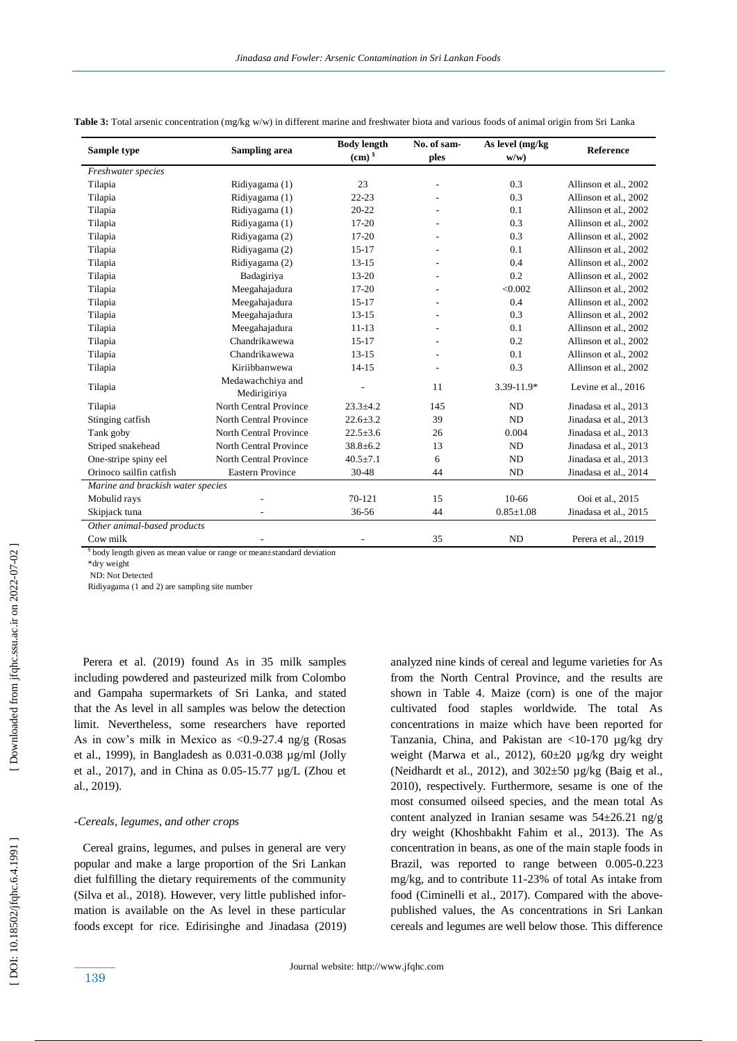**Table 3:** Total arsenic concentration (mg/kg w/w) in different marine and freshwater biota and various foods of animal origin from Sri Lanka

| Sample type | Sampling area | Body length (cm) [§] | No. of samples | As level (mg/kg w/w) | Reference |
|---|---|---|---|---|---|
| *Freshwater species* | | | | | |
| Tilapia | Ridiyagama (1) | 23 | - | 0.3 | Allinson et al., 2002 |
| Tilapia | Ridiyagama (1) | 22-23 | - | 0.3 | Allinson et al., 2002 |
| Tilapia | Ridiyagama (1) | 20-22 | - | 0.1 | Allinson et al., 2002 |
| Tilapia | Ridiyagama (1) | 17-20 | - | 0.3 | Allinson et al., 2002 |
| Tilapia | Ridiyagama (2) | 17-20 | - | 0.3 | Allinson et al., 2002 |
| Tilapia | Ridiyagama (2) | 15-17 | - | 0.1 | Allinson et al., 2002 |
| Tilapia | Ridiyagama (2) | 13-15 | - | 0.4 | Allinson et al., 2002 |
| Tilapia | Badagiriya | 13-20 | - | 0.2 | Allinson et al., 2002 |
| Tilapia | Meegahajadura | 17-20 | - | <0.002 | Allinson et al., 2002 |
| Tilapia | Meegahajadura | 15-17 | - | 0.4 | Allinson et al., 2002 |
| Tilapia | Meegahajadura | 13-15 | - | 0.3 | Allinson et al., 2002 |
| Tilapia | Meegahajadura | 11-13 | - | 0.1 | Allinson et al., 2002 |
| Tilapia | Chandrikawewa | 15-17 | - | 0.2 | Allinson et al., 2002 |
| Tilapia | Chandrikawewa | 13-15 | - | 0.1 | Allinson et al., 2002 |
| Tilapia | Kiriibbanwewa | 14-15 | - | 0.3 | Allinson et al., 2002 |
| Tilapia | Medawachchiya and Medirigiriya | - | 11 | 3.39-11.9* | Levine et al., 2016 |
| Tilapia | North Central Province | 23.3±4.2 | 145 | ND | Jinadasa et al., 2013 |
| Stinging catfish | North Central Province | 22.6±3.2 | 39 | ND | Jinadasa et al., 2013 |
| Tank goby | North Central Province | 22.5±3.6 | 26 | 0.004 | Jinadasa et al., 2013 |
| Striped snakehead | North Central Province | 38.8±6.2 | 13 | ND | Jinadasa et al., 2013 |
| One-stripe spiny eel | North Central Province | 40.5±7.1 | 6 | ND | Jinadasa et al., 2013 |
| Orinoco sailfin catfish | Eastern Province | 30-48 | 44 | ND | Jinadasa et al., 2014 |
| *Marine and brackish water species* | | | | | |
| Mobulid rays | - | 70-121 | 15 | 10-66 | Ooi et al., 2015 |
| Skipjack tuna | - | 36-56 | 44 | 0.85±1.08 | Jinadasa et al., 2015 |
| *Other animal-based products* | | | | | |
| Cow milk | - | - | 35 | ND | Perera et al., 2019 |

[§] body length given as mean value or range or mean±standard deviation
*dry weight
ND: Not Detected
Ridiyagama (1 and 2) are sampling site number

Perera et al. (2019) found As in 35 milk samples including powdered and pasteurized milk from Colombo and Gampaha supermarkets of Sri Lanka, and stated that the As level in all samples was below the detection limit. Nevertheless, some researchers have reported As in cow's milk in Mexico as <0.9-27.4 ng/g (Rosas et al., 1999), in Bangladesh as 0.031-0.038 µg/ml (Jolly et al., 2017), and in China as 0.05-15.77 µg/L (Zhou et al., 2019).

*-Cereals, legumes, and other crops*

Cereal grains, legumes, and pulses in general are very popular and make a large proportion of the Sri Lankan diet fulfilling the dietary requirements of the community (Silva et al., 2018). However, very little published information is available on the As level in these particular foods except for rice. Edirisinghe and Jinadasa (2019) analyzed nine kinds of cereal and legume varieties for As from the North Central Province, and the results are shown in Table 4. Maize (corn) is one of the major cultivated food staples worldwide. The total As concentrations in maize which have been reported for Tanzania, China, and Pakistan are <10-170 µg/kg dry weight (Marwa et al., 2012), 60±20 µg/kg dry weight (Neidhardt et al., 2012), and 302±50 µg/kg (Baig et al., 2010), respectively. Furthermore, sesame is one of the most consumed oilseed species, and the mean total As content analyzed in Iranian sesame was 54±26.21 ng/g dry weight (Khoshbakht Fahim et al., 2013). The As concentration in beans, as one of the main staple foods in Brazil, was reported to range between 0.005-0.223 mg/kg, and to contribute 11-23% of total As intake from food (Ciminelli et al., 2017). Compared with the above-published values, the As concentrations in Sri Lankan cereals and legumes are well below those. This difference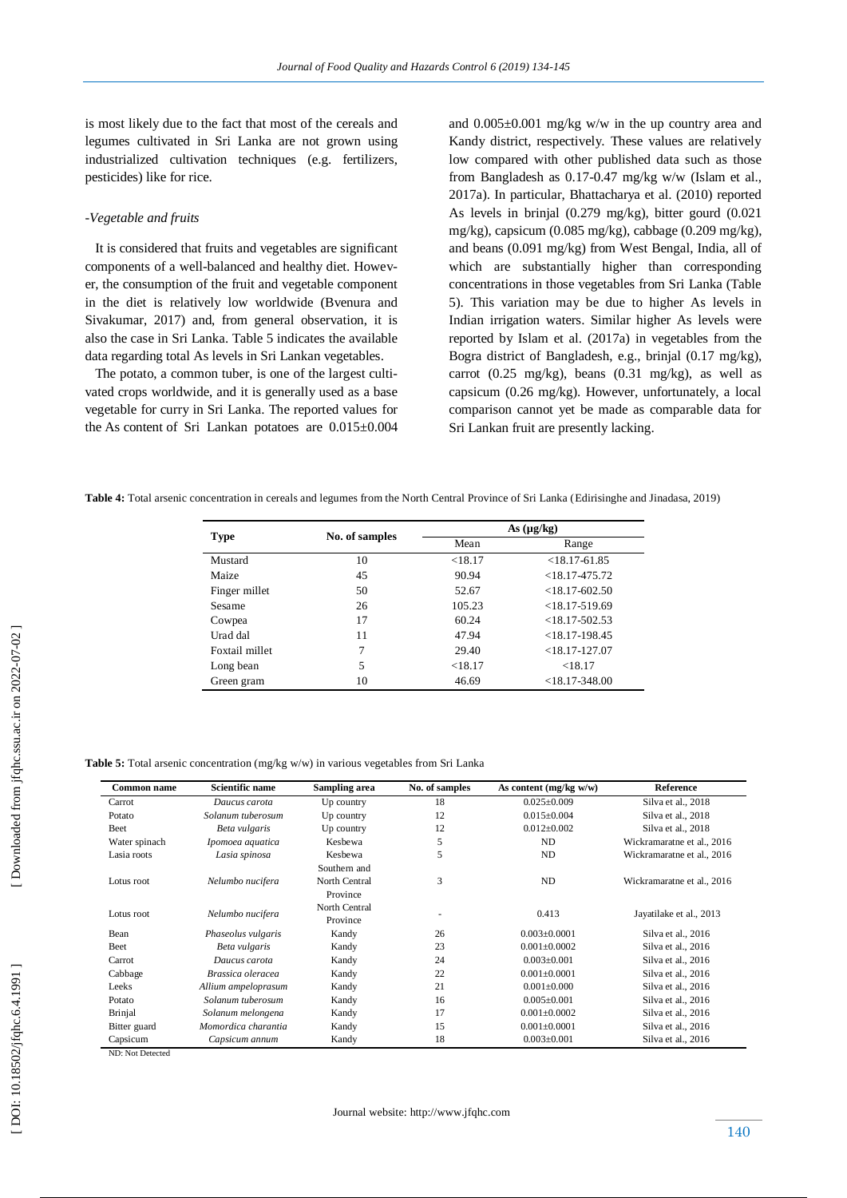is most likely due to the fact that most of the cereals and legumes cultivated in Sri Lanka are not grown using industrialized cultivation techniques (e.g. fertilizers, pesticides) like for rice.

*-Vegetable and fruits*

It is considered that fruits and vegetables are significant components of a well-balanced and healthy diet. However, the consumption of the fruit and vegetable component in the diet is relatively low worldwide (Bvenura and Sivakumar, 2017) and, from general observation, it is also the case in Sri Lanka. Table 5 indicates the available data regarding total As levels in Sri Lankan vegetables.

The potato, a common tuber, is one of the largest cultivated crops worldwide, and it is generally used as a base vegetable for curry in Sri Lanka. The reported values for the As content of Sri Lankan potatoes are 0.015±0.004 and 0.005±0.001 mg/kg w/w in the up country area and Kandy district, respectively. These values are relatively low compared with other published data such as those from Bangladesh as 0.17-0.47 mg/kg w/w (Islam et al., 2017a). In particular, Bhattacharya et al. (2010) reported As levels in brinjal (0.279 mg/kg), bitter gourd (0.021 mg/kg), capsicum (0.085 mg/kg), cabbage (0.209 mg/kg), and beans (0.091 mg/kg) from West Bengal, India, all of which are substantially higher than corresponding concentrations in those vegetables from Sri Lanka (Table 5). This variation may be due to higher As levels in Indian irrigation waters. Similar higher As levels were reported by Islam et al. (2017a) in vegetables from the Bogra district of Bangladesh, e.g., brinjal (0.17 mg/kg), carrot (0.25 mg/kg), beans (0.31 mg/kg), as well as capsicum (0.26 mg/kg). However, unfortunately, a local comparison cannot yet be made as comparable data for Sri Lankan fruit are presently lacking.

**Table 4:** Total arsenic concentration in cereals and legumes from the North Central Province of Sri Lanka (Edirisinghe and Jinadasa, 2019)

| Type | No. of samples | As (µg/kg) | |
|---|---|---|---|
| | | Mean | Range |
| Mustard | 10 | <18.17 | <18.17-61.85 |
| Maize | 45 | 90.94 | <18.17-475.72 |
| Finger millet | 50 | 52.67 | <18.17-602.50 |
| Sesame | 26 | 105.23 | <18.17-519.69 |
| Cowpea | 17 | 60.24 | <18.17-502.53 |
| Urad dal | 11 | 47.94 | <18.17-198.45 |
| Foxtail millet | 7 | 29.40 | <18.17-127.07 |
| Long bean | 5 | <18.17 | <18.17 |
| Green gram | 10 | 46.69 | <18.17-348.00 |

**Table 5:** Total arsenic concentration (mg/kg w/w) in various vegetables from Sri Lanka

| Common name | Scientific name | Sampling area | No. of samples | As content (mg/kg w/w) | Reference |
|---|---|---|---|---|---|
| Carrot | *Daucus carota* | Up country | 18 | 0.025±0.009 | Silva et al., 2018 |
| Potato | *Solanum tuberosum* | Up country | 12 | 0.015±0.004 | Silva et al., 2018 |
| Beet | *Beta vulgaris* | Up country | 12 | 0.012±0.002 | Silva et al., 2018 |
| Water spinach | *Ipomoea aquatica* | Kesbewa | 5 | ND | Wickramaratne et al., 2016 |
| Lasia roots | *Lasia spinosa* | Kesbewa | 5 | ND | Wickramaratne et al., 2016 |
| Lotus root | *Nelumbo nucifera* | Southern and North Central Province | 3 | ND | Wickramaratne et al., 2016 |
| Lotus root | *Nelumbo nucifera* | North Central Province | - | 0.413 | Jayatilake et al., 2013 |
| Bean | *Phaseolus vulgaris* | Kandy | 26 | 0.003±0.0001 | Silva et al., 2016 |
| Beet | *Beta vulgaris* | Kandy | 23 | 0.001±0.0002 | Silva et al., 2016 |
| Carrot | *Daucus carota* | Kandy | 24 | 0.003±0.001 | Silva et al., 2016 |
| Cabbage | *Brassica oleracea* | Kandy | 22 | 0.001±0.0001 | Silva et al., 2016 |
| Leeks | *Allium ampeloprasum* | Kandy | 21 | 0.001±0.000 | Silva et al., 2016 |
| Potato | *Solanum tuberosum* | Kandy | 16 | 0.005±0.001 | Silva et al., 2016 |
| Brinjal | *Solanum melongena* | Kandy | 17 | 0.001±0.0002 | Silva et al., 2016 |
| Bitter guard | *Momordica charantia* | Kandy | 15 | 0.001±0.0001 | Silva et al., 2016 |
| Capsicum | *Capsicum annum* | Kandy | 18 | 0.003±0.001 | Silva et al., 2016 |

ND: Not Detected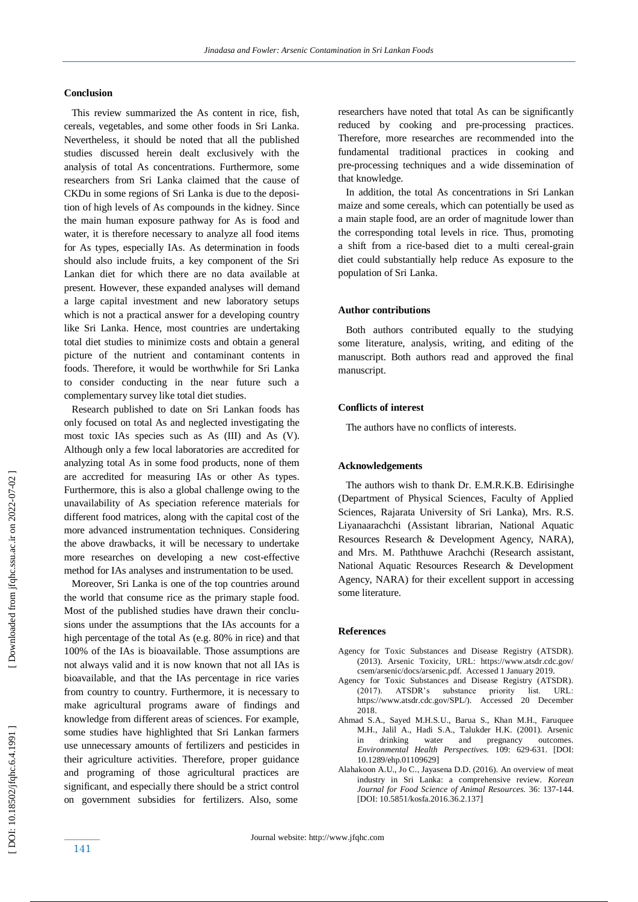## Conclusion

This review summarized the As content in rice, fish, cereals, vegetables, and some other foods in Sri Lanka. Nevertheless, it should be noted that all the published studies discussed herein dealt exclusively with the analysis of total As concentrations. Furthermore, some researchers from Sri Lanka claimed that the cause of CKDu in some regions of Sri Lanka is due to the deposition of high levels of As compounds in the kidney. Since the main human exposure pathway for As is food and water, it is therefore necessary to analyze all food items for As types, especially IAs. As determination in foods should also include fruits, a key component of the Sri Lankan diet for which there are no data available at present. However, these expanded analyses will demand a large capital investment and new laboratory setups which is not a practical answer for a developing country like Sri Lanka. Hence, most countries are undertaking total diet studies to minimize costs and obtain a general picture of the nutrient and contaminant contents in foods. Therefore, it would be worthwhile for Sri Lanka to consider conducting in the near future such a complementary survey like total diet studies.

Research published to date on Sri Lankan foods has only focused on total As and neglected investigating the most toxic IAs species such as As (III) and As (V). Although only a few local laboratories are accredited for analyzing total As in some food products, none of them are accredited for measuring IAs or other As types. Furthermore, this is also a global challenge owing to the unavailability of As speciation reference materials for different food matrices, along with the capital cost of the more advanced instrumentation techniques. Considering the above drawbacks, it will be necessary to undertake more researches on developing a new cost-effective method for IAs analyses and instrumentation to be used.

Moreover, Sri Lanka is one of the top countries around the world that consume rice as the primary staple food. Most of the published studies have drawn their conclusions under the assumptions that the IAs accounts for a high percentage of the total As (e.g. 80% in rice) and that 100% of the IAs is bioavailable. Those assumptions are not always valid and it is now known that not all IAs is bioavailable, and that the IAs percentage in rice varies from country to country. Furthermore, it is necessary to make agricultural programs aware of findings and knowledge from different areas of sciences. For example, some studies have highlighted that Sri Lankan farmers use unnecessary amounts of fertilizers and pesticides in their agriculture activities. Therefore, proper guidance and programing of those agricultural practices are significant, and especially there should be a strict control on government subsidies for fertilizers. Also, some researchers have noted that total As can be significantly reduced by cooking and pre-processing practices. Therefore, more researches are recommended into the fundamental traditional practices in cooking and pre-processing techniques and a wide dissemination of that knowledge.

In addition, the total As concentrations in Sri Lankan maize and some cereals, which can potentially be used as a main staple food, are an order of magnitude lower than the corresponding total levels in rice. Thus, promoting a shift from a rice-based diet to a multi cereal-grain diet could substantially help reduce As exposure to the population of Sri Lanka.

## Author contributions

Both authors contributed equally to the studying some literature, analysis, writing, and editing of the manuscript. Both authors read and approved the final manuscript.

## Conflicts of interest

The authors have no conflicts of interests.

## Acknowledgements

The authors wish to thank Dr. E.M.R.K.B. Edirisinghe (Department of Physical Sciences, Faculty of Applied Sciences, Rajarata University of Sri Lanka), Mrs. R.S. Liyanaarachchi (Assistant librarian, National Aquatic Resources Research & Development Agency, NARA), and Mrs. M. Paththuwe Arachchi (Research assistant, National Aquatic Resources Research & Development Agency, NARA) for their excellent support in accessing some literature.

## References

Agency for Toxic Substances and Disease Registry (ATSDR). (2013). Arsenic Toxicity, URL: https://www.atsdr.cdc.gov/csem/arsenic/docs/arsenic.pdf. Accessed 1 January 2019.

Agency for Toxic Substances and Disease Registry (ATSDR). (2017). ATSDR's substance priority list. URL: https://www.atsdr.cdc.gov/SPL/). Accessed 20 December 2018.

Ahmad S.A., Sayed M.H.S.U., Barua S., Khan M.H., Faruquee M.H., Jalil A., Hadi S.A., Talukder H.K. (2001). Arsenic in drinking water and pregnancy outcomes. *Environmental Health Perspectives.* 109: 629-631. [DOI: 10.1289/ehp.01109629]

Alahakoon A.U., Jo C., Jayasena D.D. (2016). An overview of meat industry in Sri Lanka: a comprehensive review. *Korean Journal for Food Science of Animal Resources.* 36: 137-144. [DOI: 10.5851/kosfa.2016.36.2.137]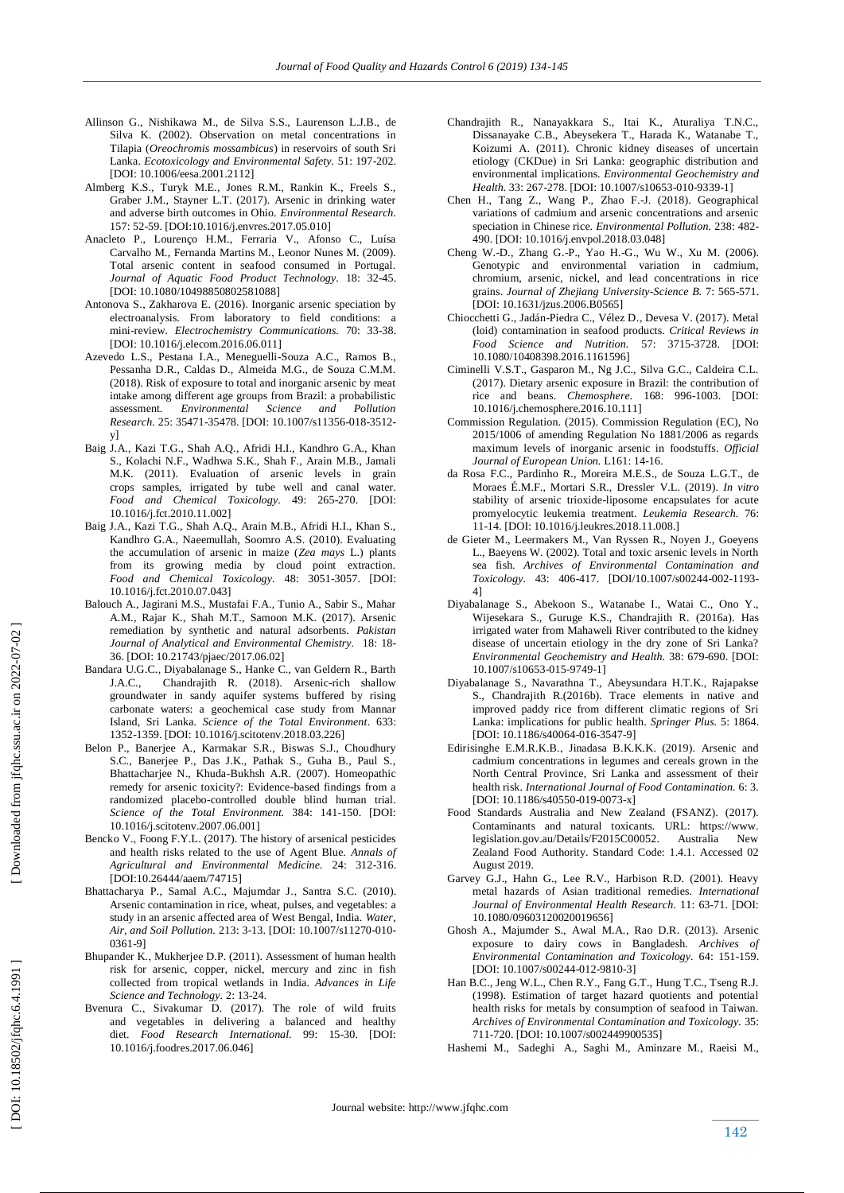Allinson G., Nishikawa M., de Silva S.S., Laurenson L.J.B., de Silva K. (2002). Observation on metal concentrations in Tilapia (*Oreochromis mossambicus*) in reservoirs of south Sri Lanka. *Ecotoxicology and Environmental Safety.* 51: 197-202. [DOI: 10.1006/eesa.2001.2112]

Almberg K.S., Turyk M.E., Jones R.M., Rankin K., Freels S., Graber J.M., Stayner L.T. (2017). Arsenic in drinking water and adverse birth outcomes in Ohio. *Environmental Research.* 157: 52-59. [DOI:10.1016/j.envres.2017.05.010]

Anacleto P., Lourenço H.M., Ferraria V., Afonso C., Luísa Carvalho M., Fernanda Martins M., Leonor Nunes M. (2009). Total arsenic content in seafood consumed in Portugal. *Journal of Aquatic Food Product Technology.* 18: 32-45. [DOI: 10.1080/10498850802581088]

Antonova S., Zakharova E. (2016). Inorganic arsenic speciation by electroanalysis. From laboratory to field conditions: a mini-review. *Electrochemistry Communications.* 70: 33-38. [DOI: 10.1016/j.elecom.2016.06.011]

Azevedo L.S., Pestana I.A., Meneguelli-Souza A.C., Ramos B., Pessanha D.R., Caldas D., Almeida M.G., de Souza C.M.M. (2018). Risk of exposure to total and inorganic arsenic by meat intake among different age groups from Brazil: a probabilistic assessment. *Environmental Science and Pollution Research.* 25: 35471-35478. [DOI: 10.1007/s11356-018-3512-y]

Baig J.A., Kazi T.G., Shah A.Q., Afridi H.I., Kandhro G.A., Khan S., Kolachi N.F., Wadhwa S.K., Shah F., Arain M.B., Jamali M.K. (2011). Evaluation of arsenic levels in grain crops samples, irrigated by tube well and canal water. *Food and Chemical Toxicology.* 49: 265-270. [DOI: 10.1016/j.fct.2010.11.002]

Baig J.A., Kazi T.G., Shah A.Q., Arain M.B., Afridi H.I., Khan S., Kandhro G.A., Naeemullah, Soomro A.S. (2010). Evaluating the accumulation of arsenic in maize (*Zea mays* L.) plants from its growing media by cloud point extraction. *Food and Chemical Toxicology.* 48: 3051-3057. [DOI: 10.1016/j.fct.2010.07.043]

Balouch A., Jagirani M.S., Mustafai F.A., Tunio A., Sabir S., Mahar A.M., Rajar K., Shah M.T., Samoon M.K. (2017). Arsenic remediation by synthetic and natural adsorbents. *Pakistan Journal of Analytical and Environmental Chemistry.* 18: 18-36. [DOI: 10.21743/pjaec/2017.06.02]

Bandara U.G.C., Diyabalanage S., Hanke C., van Geldern R., Barth J.A.C., Chandrajith R. (2018). Arsenic-rich shallow groundwater in sandy aquifer systems buffered by rising carbonate waters: a geochemical case study from Mannar Island, Sri Lanka. *Science of the Total Environment.* 633: 1352-1359. [DOI: 10.1016/j.scitotenv.2018.03.226]

Belon P., Banerjee A., Karmakar S.R., Biswas S.J., Choudhury S.C., Banerjee P., Das J.K., Pathak S., Guha B., Paul S., Bhattacharjee N., Khuda-Bukhsh A.R. (2007). Homeopathic remedy for arsenic toxicity?: Evidence-based findings from a randomized placebo-controlled double blind human trial. *Science of the Total Environment.* 384: 141-150. [DOI: 10.1016/j.scitotenv.2007.06.001]

Bencko V., Foong F.Y.L. (2017). The history of arsenical pesticides and health risks related to the use of Agent Blue. *Annals of Agricultural and Environmental Medicine.* 24: 312-316. [DOI:10.26444/aaem/74715]

Bhattacharya P., Samal A.C., Majumdar J., Santra S.C. (2010). Arsenic contamination in rice, wheat, pulses, and vegetables: a study in an arsenic affected area of West Bengal, India. *Water, Air, and Soil Pollution.* 213: 3-13. [DOI: 10.1007/s11270-010-0361-9]

Bhupander K., Mukherjee D.P. (2011). Assessment of human health risk for arsenic, copper, nickel, mercury and zinc in fish collected from tropical wetlands in India. *Advances in Life Science and Technology.* 2: 13-24.

Bvenura C., Sivakumar D. (2017). The role of wild fruits and vegetables in delivering a balanced and healthy diet. *Food Research International.* 99: 15-30. [DOI: 10.1016/j.foodres.2017.06.046]

Chandrajith R., Nanayakkara S., Itai K., Aturaliya T.N.C., Dissanayake C.B., Abeysekera T., Harada K., Watanabe T., Koizumi A. (2011). Chronic kidney diseases of uncertain etiology (CKDue) in Sri Lanka: geographic distribution and environmental implications. *Environmental Geochemistry and Health.* 33: 267-278. [DOI: 10.1007/s10653-010-9339-1]

Chen H., Tang Z., Wang P., Zhao F.-J. (2018). Geographical variations of cadmium and arsenic concentrations and arsenic speciation in Chinese rice. *Environmental Pollution.* 238: 482-490. [DOI: 10.1016/j.envpol.2018.03.048]

Cheng W.-D., Zhang G.-P., Yao H.-G., Wu W., Xu M. (2006). Genotypic and environmental variation in cadmium, chromium, arsenic, nickel, and lead concentrations in rice grains. *Journal of Zhejiang University-Science B.* 7: 565-571. [DOI: 10.1631/jzus.2006.B0565]

Chiocchetti G., Jadán-Piedra C., Vélez D., Devesa V. (2017). Metal (loid) contamination in seafood products. *Critical Reviews in Food Science and Nutrition.* 57: 3715-3728. [DOI: 10.1080/10408398.2016.1161596]

Ciminelli V.S.T., Gasparon M., Ng J.C., Silva G.C., Caldeira C.L. (2017). Dietary arsenic exposure in Brazil: the contribution of rice and beans. *Chemosphere.* 168: 996-1003. [DOI: 10.1016/j.chemosphere.2016.10.111]

Commission Regulation. (2015). Commission Regulation (EC), No 2015/1006 of amending Regulation No 1881/2006 as regards maximum levels of inorganic arsenic in foodstuffs. *Official Journal of European Union.* L161: 14-16.

da Rosa F.C., Pardinho R., Moreira M.E.S., de Souza L.G.T., de Moraes É.M.F., Mortari S.R., Dressler V.L. (2019). *In vitro* stability of arsenic trioxide-liposome encapsulates for acute promyelocytic leukemia treatment. *Leukemia Research.* 76: 11-14. [DOI: 10.1016/j.leukres.2018.11.008.]

de Gieter M., Leermakers M., Van Ryssen R., Noyen J., Goeyens L., Baeyens W. (2002). Total and toxic arsenic levels in North sea fish. *Archives of Environmental Contamination and Toxicology.* 43: 406-417. [DOI/10.1007/s00244-002-1193-4]

Diyabalanage S., Abekoon S., Watanabe I., Watai C., Ono Y., Wijesekara S., Guruge K.S., Chandrajith R. (2016a). Has irrigated water from Mahaweli River contributed to the kidney disease of uncertain etiology in the dry zone of Sri Lanka? *Environmental Geochemistry and Health.* 38: 679-690. [DOI: 10.1007/s10653-015-9749-1]

Diyabalanage S., Navarathna T., Abeysundara H.T.K., Rajapakse S., Chandrajith R.(2016b). Trace elements in native and improved paddy rice from different climatic regions of Sri Lanka: implications for public health. *Springer Plus.* 5: 1864. [DOI: 10.1186/s40064-016-3547-9]

Edirisinghe E.M.R.K.B., Jinadasa B.K.K.K. (2019). Arsenic and cadmium concentrations in legumes and cereals grown in the North Central Province, Sri Lanka and assessment of their health risk. *International Journal of Food Contamination.* 6: 3. [DOI: 10.1186/s40550-019-0073-x]

Food Standards Australia and New Zealand (FSANZ). (2017). Contaminants and natural toxicants. URL: https://www.legislation.gov.au/Details/F2015C00052. Australia New Zealand Food Authority. Standard Code: 1.4.1. Accessed 02 August 2019.

Garvey G.J., Hahn G., Lee R.V., Harbison R.D. (2001). Heavy metal hazards of Asian traditional remedies. *International Journal of Environmental Health Research.* 11: 63-71. [DOI: 10.1080/09603120020019656]

Ghosh A., Majumder S., Awal M.A., Rao D.R. (2013). Arsenic exposure to dairy cows in Bangladesh. *Archives of Environmental Contamination and Toxicology.* 64: 151-159. [DOI: 10.1007/s00244-012-9810-3]

Han B.C., Jeng W.L., Chen R.Y., Fang G.T., Hung T.C., Tseng R.J. (1998). Estimation of target hazard quotients and potential health risks for metals by consumption of seafood in Taiwan. *Archives of Environmental Contamination and Toxicology.* 35: 711-720. [DOI: 10.1007/s002449900535]

Hashemi M., Sadeghi A., Saghi M., Aminzare M., Raeisi M.,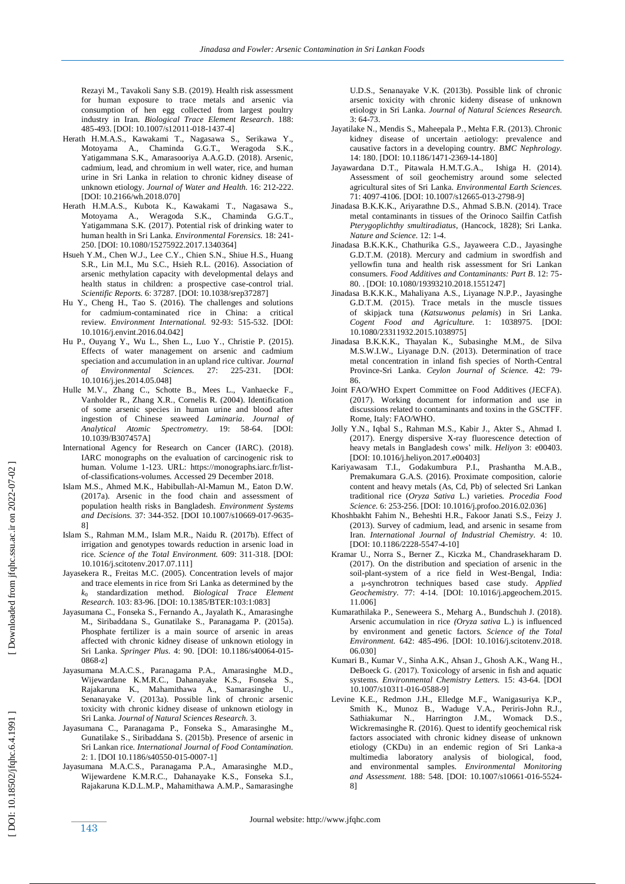Rezayi M., Tavakoli Sany S.B. (2019). Health risk assessment for human exposure to trace metals and arsenic via consumption of hen egg collected from largest poultry industry in Iran. *Biological Trace Element Research*. 188: 485-493. [DOI: 10.1007/s12011-018-1437-4]

Herath H.M.A.S., Kawakami T., Nagasawa S., Serikawa Y., Motoyama A., Chaminda G.G.T., Weragoda S.K., Yatigammana S.K., Amarasooriya A.A.G.D. (2018). Arsenic, cadmium, lead, and chromium in well water, rice, and human urine in Sri Lanka in relation to chronic kidney disease of unknown etiology. *Journal of Water and Health.* 16: 212-222. [DOI: 10.2166/wh.2018.070]

Herath H.M.A.S., Kubota K., Kawakami T., Nagasawa S., Motoyama A., Weragoda S.K., Chaminda G.G.T., Yatigammana S.K. (2017). Potential risk of drinking water to human health in Sri Lanka. *Environmental Forensics.* 18: 241-250. [DOI: 10.1080/15275922.2017.1340364]

Hsueh Y.M., Chen W.J., Lee C.Y., Chien S.N., Shiue H.S., Huang S.R., Lin M.I., Mu S.C., Hsieh R.L. (2016). Association of arsenic methylation capacity with developmental delays and health status in children: a prospective case-control trial. *Scientific Reports.* 6: 37287. [DOI: 10.1038/srep37287]

Hu Y., Cheng H., Tao S. (2016). The challenges and solutions for cadmium-contaminated rice in China: a critical review. *Environment International.* 92-93: 515-532. [DOI: 10.1016/j.envint.2016.04.042]

Hu P., Ouyang Y., Wu L., Shen L., Luo Y., Christie P. (2015). Effects of water management on arsenic and cadmium speciation and accumulation in an upland rice cultivar. *Journal of Environmental Sciences.* 27: 225-231. [DOI: 10.1016/j.jes.2014.05.048]

Hulle M.V., Zhang C., Schotte B., Mees L., Vanhaecke F., Vanholder R., Zhang X.R., Cornelis R. (2004). Identification of some arsenic species in human urine and blood after ingestion of Chinese seaweed *Laminaria*. *Journal of Analytical Atomic Spectrometry.* 19: 58-64. [DOI: 10.1039/B307457A]

International Agency for Research on Cancer (IARC). (2018). IARC monographs on the evaluation of carcinogenic risk to human. Volume 1-123. URL: https://monographs.iarc.fr/list-of-classifications-volumes. Accessed 29 December 2018.

Islam M.S., Ahmed M.K., Habibullah-Al-Mamun M., Eaton D.W. (2017a). Arsenic in the food chain and assessment of population health risks in Bangladesh. *Environment Systems and Decisions.* 37: 344-352. [DOI 10.1007/s10669-017-9635-8]

Islam S., Rahman M.M., Islam M.R., Naidu R. (2017b). Effect of irrigation and genotypes towards reduction in arsenic load in rice. *Science of the Total Environment.* 609: 311-318. [DOI: 10.1016/j.scitotenv.2017.07.111]

Jayasekera R., Freitas M.C. (2005). Concentration levels of major and trace elements in rice from Sri Lanka as determined by the $k_0$ standardization method. *Biological Trace Element Research.* 103: 83-96. [DOI: 10.1385/BTER:103:1:083]

Jayasumana C., Fonseka S., Fernando A., Jayalath K., Amarasinghe M., Siribaddana S., Gunatilake S., Paranagama P. (2015a). Phosphate fertilizer is a main source of arsenic in areas affected with chronic kidney disease of unknown etiology in Sri Lanka. *Springer Plus.* 4: 90. [DOI: 10.1186/s40064-015-0868-z]

Jayasumana M.A.C.S., Paranagama P.A., Amarasinghe M.D., Wijewardane K.M.R.C., Dahanayake K.S., Fonseka S., Rajakaruna K., Mahamithawa A., Samarasinghe U., Senanayake V. (2013a). Possible link of chronic arsenic toxicity with chronic kidney disease of unknown etiology in Sri Lanka. *Journal of Natural Sciences Research.* 3.

Jayasumana C., Paranagama P., Fonseka S., Amarasinghe M., Gunatilake S., Siribaddana S. (2015b). Presence of arsenic in Sri Lankan rice. *International Journal of Food Contamination.* 2: 1. [DOI 10.1186/s40550-015-0007-1]

Jayasumana M.A.C.S., Paranagama P.A., Amarasinghe M.D., Wijewardene K.M.R.C., Dahanayake K.S., Fonseka S.I., Rajakaruna K.D.L.M.P., Mahamithawa A.M.P., Samarasinghe U.D.S., Senanayake V.K. (2013b). Possible link of chronic arsenic toxicity with chronic kideny disease of unknown etiology in Sri Lanka. *Journal of Natural Sciences Research.* 3: 64-73.

Jayatilake N., Mendis S., Maheepala P., Mehta F.R. (2013). Chronic kidney disease of uncertain aetiology: prevalence and causative factors in a developing country. *BMC Nephrology.* 14: 180. [DOI: 10.1186/1471-2369-14-180]

Jayawardana D.T., Pitawala H.M.T.G.A., Ishiga H. (2014). Assessment of soil geochemistry around some selected agricultural sites of Sri Lanka. *Environmental Earth Sciences.* 71: 4097-4106. [DOI: 10.1007/s12665-013-2798-9]

Jinadasa B.K.K.K., Ariyarathne D.S., Ahmad S.B.N. (2014). Trace metal contaminants in tissues of the Orinoco Sailfin Catfish *Pterygoplichthy smultiradiatus*, (Hancock, 1828); Sri Lanka. *Nature and Science.* 12: 1-4.

Jinadasa B.K.K.K., Chathurika G.S., Jayaweera C.D., Jayasinghe G.D.T.M. (2018). Mercury and cadmium in swordfish and yellowfin tuna and health risk assessment for Sri Lankan consumers. *Food Additives and Contaminants: Part B*. 12: 75-80. . [DOI: 10.1080/19393210.2018.1551247]

Jinadasa B.K.K.K., Mahaliyana A.S., Liyanage N.P.P., Jayasinghe G.D.T.M. (2015). Trace metals in the muscle tissues of skipjack tuna (*Katsuwonus pelamis*) in Sri Lanka. *Cogent Food and Agriculture.* 1: 1038975. [DOI: 10.1080/23311932.2015.1038975]

Jinadasa B.K.K.K., Thayalan K., Subasinghe M.M., de Silva M.S.W.I.W., Liyanage D.N. (2013). Determination of trace metal concentration in inland fish species of North-Central Province-Sri Lanka. *Ceylon Journal of Science.* 42: 79-86.

Joint FAO/WHO Expert Committee on Food Additives (JECFA). (2017). Working document for information and use in discussions related to contaminants and toxins in the GSCTFF. Rome, Italy: FAO/WHO.

Jolly Y.N., Iqbal S., Rahman M.S., Kabir J., Akter S., Ahmad I. (2017). Energy dispersive X-ray fluorescence detection of heavy metals in Bangladesh cows' milk. *Heliyon* 3: e00403. [DOI: 10.1016/j.heliyon.2017.e00403]

Kariyawasam T.I., Godakumbura P.I., Prashantha M.A.B., Premakumara G.A.S. (2016). Proximate composition, calorie content and heavy metals (As, Cd, Pb) of selected Sri Lankan traditional rice (*Oryza Sativa* L.) varieties. *Procedia Food Science.* 6: 253-256. [DOI: 10.1016/j.profoo.2016.02.036]

Khoshbakht Fahim N., Beheshti H.R., Fakoor Janati S.S., Feizy J. (2013). Survey of cadmium, lead, and arsenic in sesame from Iran. *International Journal of Industrial Chemistry.* 4: 10. [DOI: 10.1186/2228-5547-4-10]

Kramar U., Norra S., Berner Z., Kiczka M., Chandrasekharam D. (2017). On the distribution and speciation of arsenic in the soil-plant-system of a rice field in West-Bengal, India: a μ-synchrotron techniques based case study. *Applied Geochemistry.* 77: 4-14. [DOI: 10.1016/j.apgeochem.2015.11.006]

Kumarathilaka P., Seneweera S., Meharg A., Bundschuh J. (2018). Arsenic accumulation in rice *(Oryza sativa* L.) is influenced by environment and genetic factors. *Science of the Total Environment.* 642: 485-496. [DOI: 10.1016/j.scitotenv.2018.06.030]

Kumari B., Kumar V., Sinha A.K., Ahsan J., Ghosh A.K., Wang H., DeBoeck G. (2017). Toxicology of arsenic in fish and aquatic systems. *Environmental Chemistry Letters.* 15: 43-64. [DOI 10.1007/s10311-016-0588-9]

Levine K.E., Redmon J.H., Elledge M.F., Wanigasuriya K.P., Smith K., Munoz B., Waduge V.A., Periris-John R.J., Sathiakumar N., Harrington J.M., Womack D.S., Wickremasinghe R. (2016). Quest to identify geochemical risk factors associated with chronic kidney disease of unknown etiology (CKDu) in an endemic region of Sri Lanka-a multimedia laboratory analysis of biological, food, and environmental samples. *Environmental Monitoring and Assessment.* 188: 548. [DOI: 10.1007/s10661-016-5524-8]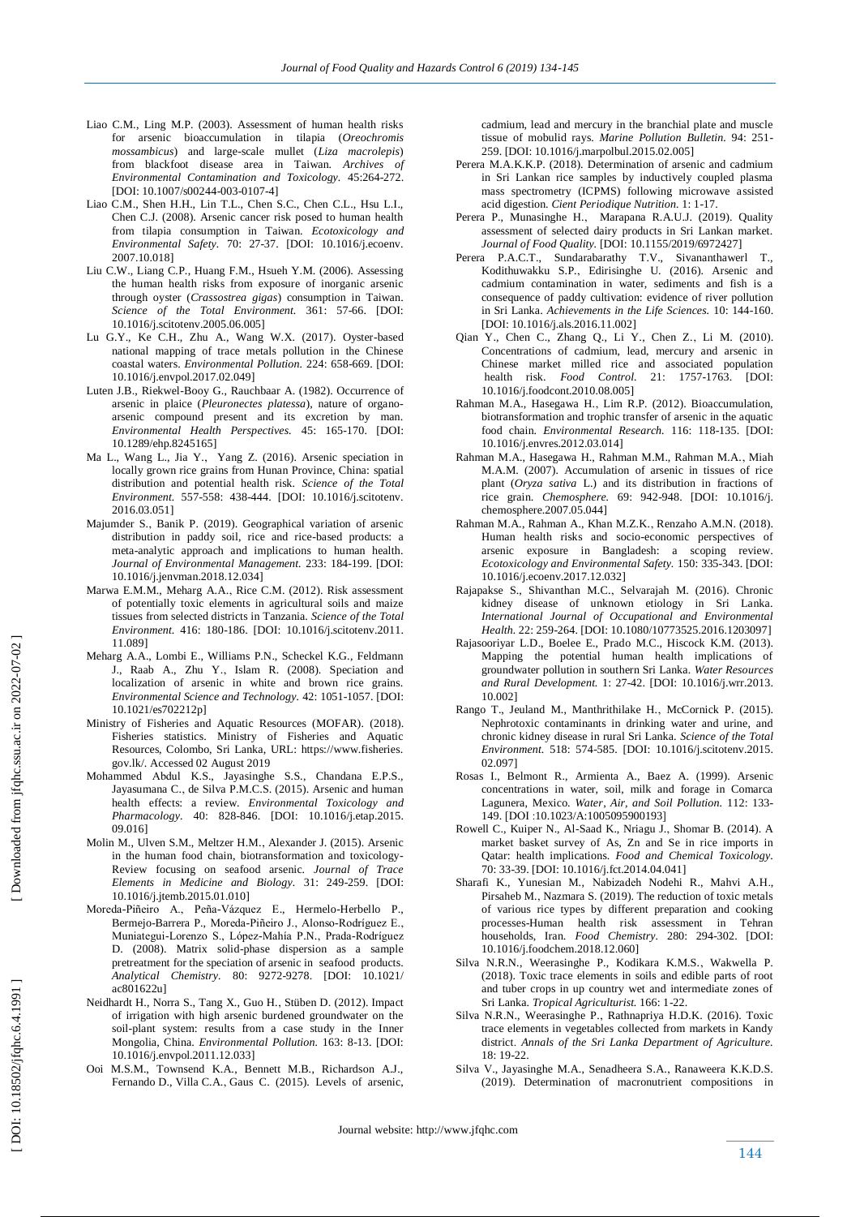Liao C.M., Ling M.P. (2003). Assessment of human health risks for arsenic bioaccumulation in tilapia (*Oreochromis mossambicus*) and large-scale mullet (*Liza macrolepis*) from blackfoot disease area in Taiwan. *Archives of Environmental Contamination and Toxicology.* 45:264-272. [DOI: 10.1007/s00244-003-0107-4]

Liao C.M., Shen H.H., Lin T.L., Chen S.C., Chen C.L., Hsu L.I., Chen C.J. (2008). Arsenic cancer risk posed to human health from tilapia consumption in Taiwan. *Ecotoxicology and Environmental Safety.* 70: 27-37. [DOI: 10.1016/j.ecoenv.2007.10.018]

Liu C.W., Liang C.P., Huang F.M., Hsueh Y.M. (2006). Assessing the human health risks from exposure of inorganic arsenic through oyster (*Crassostrea gigas*) consumption in Taiwan. *Science of the Total Environment.* 361: 57-66. [DOI: 10.1016/j.scitotenv.2005.06.005]

Lu G.Y., Ke C.H., Zhu A., Wang W.X. (2017). Oyster-based national mapping of trace metals pollution in the Chinese coastal waters. *Environmental Pollution.* 224: 658-669. [DOI: 10.1016/j.envpol.2017.02.049]

Luten J.B., Riekwel-Booy G., Rauchbaar A. (1982). Occurrence of arsenic in plaice (*Pleuronectes platessa*), nature of organo-arsenic compound present and its excretion by man. *Environmental Health Perspectives.* 45: 165-170. [DOI: 10.1289/ehp.8245165]

Ma L., Wang L., Jia Y., Yang Z. (2016). Arsenic speciation in locally grown rice grains from Hunan Province, China: spatial distribution and potential health risk. *Science of the Total Environment.* 557-558: 438-444. [DOI: 10.1016/j.scitotenv.2016.03.051]

Majumder S., Banik P. (2019). Geographical variation of arsenic distribution in paddy soil, rice and rice-based products: a meta-analytic approach and implications to human health. *Journal of Environmental Management.* 233: 184-199. [DOI: 10.1016/j.jenvman.2018.12.034]

Marwa E.M.M., Meharg A.A., Rice C.M. (2012). Risk assessment of potentially toxic elements in agricultural soils and maize tissues from selected districts in Tanzania. *Science of the Total Environment.* 416: 180-186. [DOI: 10.1016/j.scitotenv.2011.11.089]

Meharg A.A., Lombi E., Williams P.N., Scheckel K.G., Feldmann J., Raab A., Zhu Y., Islam R. (2008). Speciation and localization of arsenic in white and brown rice grains. *Environmental Science and Technology.* 42: 1051-1057. [DOI: 10.1021/es702212p]

Ministry of Fisheries and Aquatic Resources (MOFAR). (2018). Fisheries statistics. Ministry of Fisheries and Aquatic Resources, Colombo, Sri Lanka, URL: https://www.fisheries.gov.lk/. Accessed 02 August 2019

Mohammed Abdul K.S., Jayasinghe S.S., Chandana E.P.S., Jayasumana C., de Silva P.M.C.S. (2015). Arsenic and human health effects: a review. *Environmental Toxicology and Pharmacology.* 40: 828-846. [DOI: 10.1016/j.etap.2015.09.016]

Molin M., Ulven S.M., Meltzer H.M., Alexander J. (2015). Arsenic in the human food chain, biotransformation and toxicology-Review focusing on seafood arsenic. *Journal of Trace Elements in Medicine and Biology.* 31: 249-259. [DOI: 10.1016/j.jtemb.2015.01.010]

Moreda-Piñeiro A., Peña-Vázquez E., Hermelo-Herbello P., Bermejo-Barrera P., Moreda-Piñeiro J., Alonso-Rodríguez E., Muniategui-Lorenzo S., López-Mahía P.N., Prada-Rodríguez D. (2008). Matrix solid-phase dispersion as a sample pretreatment for the speciation of arsenic in seafood products. *Analytical Chemistry.* 80: 9272-9278. [DOI: 10.1021/ac801622u]

Neidhardt H., Norra S., Tang X., Guo H., Stüben D. (2012). Impact of irrigation with high arsenic burdened groundwater on the soil-plant system: results from a case study in the Inner Mongolia, China. *Environmental Pollution.* 163: 8-13. [DOI: 10.1016/j.envpol.2011.12.033]

Ooi M.S.M., Townsend K.A., Bennett M.B., Richardson A.J., Fernando D., Villa C.A., Gaus C. (2015). Levels of arsenic, cadmium, lead and mercury in the branchial plate and muscle tissue of mobulid rays. *Marine Pollution Bulletin.* 94: 251-259. [DOI: 10.1016/j.marpolbul.2015.02.005]

Perera M.A.K.K.P. (2018). Determination of arsenic and cadmium in Sri Lankan rice samples by inductively coupled plasma mass spectrometry (ICPMS) following microwave assisted acid digestion. *Cient Periodique Nutrition.* 1: 1-17.

Perera P., Munasinghe H., Marapana R.A.U.J. (2019). Quality assessment of selected dairy products in Sri Lankan market. *Journal of Food Quality.* [DOI: 10.1155/2019/6972427]

Perera P.A.C.T., Sundarabarathy T.V., Sivananthawerl T., Kodithuwakku S.P., Edirisinghe U. (2016). Arsenic and cadmium contamination in water, sediments and fish is a consequence of paddy cultivation: evidence of river pollution in Sri Lanka. *Achievements in the Life Sciences.* 10: 144-160. [DOI: 10.1016/j.als.2016.11.002]

Qian Y., Chen C., Zhang Q., Li Y., Chen Z., Li M. (2010). Concentrations of cadmium, lead, mercury and arsenic in Chinese market milled rice and associated population health risk. *Food Control.* 21: 1757-1763. [DOI: 10.1016/j.foodcont.2010.08.005]

Rahman M.A., Hasegawa H., Lim R.P. (2012). Bioaccumulation, biotransformation and trophic transfer of arsenic in the aquatic food chain. *Environmental Research.* 116: 118-135. [DOI: 10.1016/j.envres.2012.03.014]

Rahman M.A., Hasegawa H., Rahman M.M., Rahman M.A., Miah M.A.M. (2007). Accumulation of arsenic in tissues of rice plant (*Oryza sativa* L.) and its distribution in fractions of rice grain. *Chemosphere.* 69: 942-948. [DOI: 10.1016/j.chemosphere.2007.05.044]

Rahman M.A., Rahman A., Khan M.Z.K., Renzaho A.M.N. (2018). Human health risks and socio-economic perspectives of arsenic exposure in Bangladesh: a scoping review. *Ecotoxicology and Environmental Safety.* 150: 335-343. [DOI: 10.1016/j.ecoenv.2017.12.032]

Rajapakse S., Shivanthan M.C., Selvarajah M. (2016). Chronic kidney disease of unknown etiology in Sri Lanka. *International Journal of Occupational and Environmental Health.* 22: 259-264. [DOI: 10.1080/10773525.2016.1203097]

Rajasooriyar L.D., Boelee E., Prado M.C., Hiscock K.M. (2013). Mapping the potential human health implications of groundwater pollution in southern Sri Lanka. *Water Resources and Rural Development.* 1: 27-42. [DOI: 10.1016/j.wrr.2013.10.002]

Rango T., Jeuland M., Manthrithilake H., McCornick P. (2015). Nephrotoxic contaminants in drinking water and urine, and chronic kidney disease in rural Sri Lanka. *Science of the Total Environment.* 518: 574-585. [DOI: 10.1016/j.scitotenv.2015.02.097]

Rosas I., Belmont R., Armienta A., Baez A. (1999). Arsenic concentrations in water, soil, milk and forage in Comarca Lagunera, Mexico. *Water, Air, and Soil Pollution.* 112: 133-149. [DOI :10.1023/A:1005095900193]

Rowell C., Kuiper N., Al-Saad K., Nriagu J., Shomar B. (2014). A market basket survey of As, Zn and Se in rice imports in Qatar: health implications. *Food and Chemical Toxicology.* 70: 33-39. [DOI: 10.1016/j.fct.2014.04.041]

Sharafi K., Yunesian M., Nabizadeh Nodehi R., Mahvi A.H., Pirsaheb M., Nazmara S. (2019). The reduction of toxic metals of various rice types by different preparation and cooking processes-Human health risk assessment in Tehran households, Iran. *Food Chemistry.* 280: 294-302. [DOI: 10.1016/j.foodchem.2018.12.060]

Silva N.R.N., Weerasinghe P., Kodikara K.M.S., Wakwella P. (2018). Toxic trace elements in soils and edible parts of root and tuber crops in up country wet and intermediate zones of Sri Lanka. *Tropical Agriculturist.* 166: 1-22.

Silva N.R.N., Weerasinghe P., Rathnapriya H.D.K. (2016). Toxic trace elements in vegetables collected from markets in Kandy district. *Annals of the Sri Lanka Department of Agriculture.* 18: 19-22.

Silva V., Jayasinghe M.A., Senadheera S.A., Ranaweera K.K.D.S. (2019). Determination of macronutrient compositions in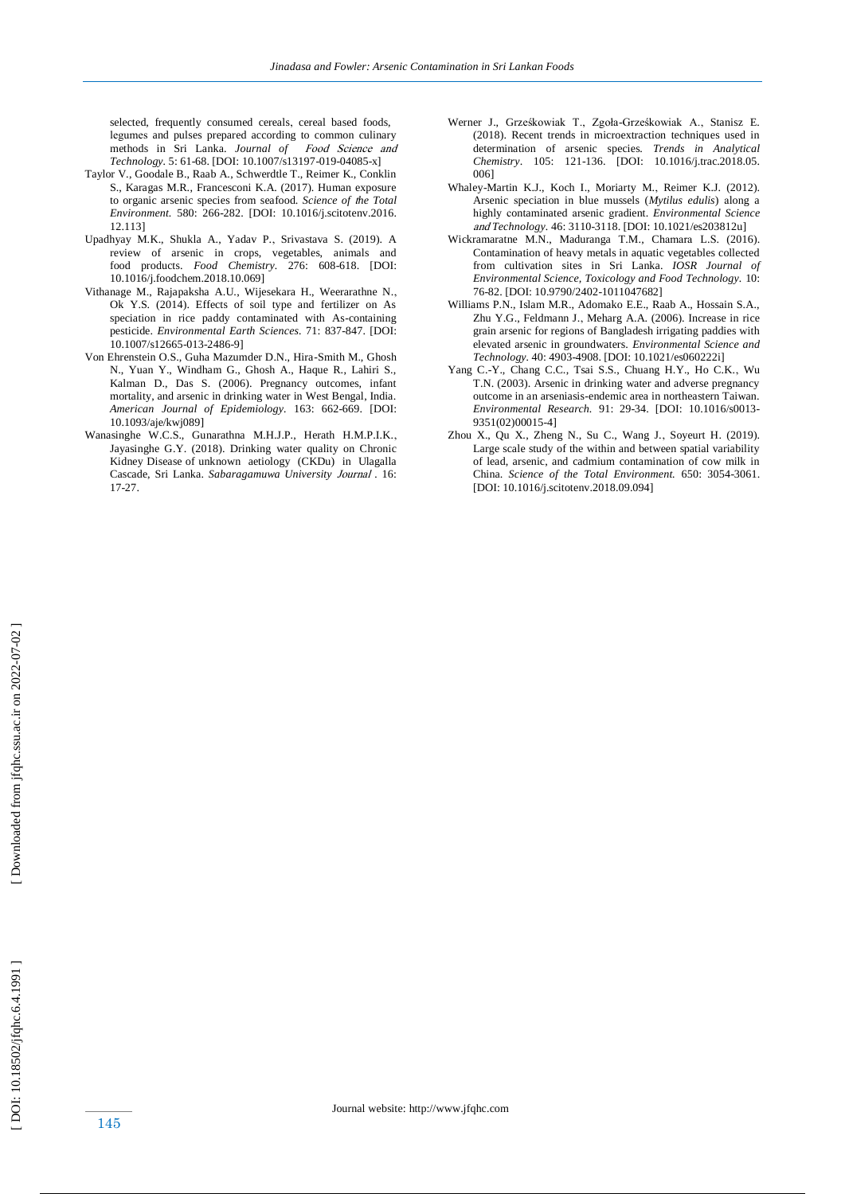selected, frequently consumed cereals, cereal based foods, legumes and pulses prepared according to common culinary methods in Sri Lanka. *Journal of Food Science and Technology*. 5: 61-68. [DOI: 10.1007/s13197-019-04085-x]

Taylor V., Goodale B., Raab A., Schwerdtle T., Reimer K., Conklin S., Karagas M.R., Francesconi K.A. (2017). Human exposure to organic arsenic species from seafood. *Science of the Total Environment*. 580: 266-282. [DOI: 10.1016/j.scitotenv.2016.12.113]

Upadhyay M.K., Shukla A., Yadav P., Srivastava S. (2019). A review of arsenic in crops, vegetables, animals and food products. *Food Chemistry*. 276: 608-618. [DOI: 10.1016/j.foodchem.2018.10.069]

Vithanage M., Rajapaksha A.U., Wijesekara H., Weerarathne N., Ok Y.S. (2014). Effects of soil type and fertilizer on As speciation in rice paddy contaminated with As-containing pesticide. *Environmental Earth Sciences*. 71: 837-847. [DOI: 10.1007/s12665-013-2486-9]

Von Ehrenstein O.S., Guha Mazumder D.N., Hira-Smith M., Ghosh N., Yuan Y., Windham G., Ghosh A., Haque R., Lahiri S., Kalman D., Das S. (2006). Pregnancy outcomes, infant mortality, and arsenic in drinking water in West Bengal, India. *American Journal of Epidemiology*. 163: 662-669. [DOI: 10.1093/aje/kwj089]

Wanasinghe W.C.S., Gunarathna M.H.J.P., Herath H.M.P.I.K., Jayasinghe G.Y. (2018). Drinking water quality on Chronic Kidney Disease of unknown aetiology (CKDu) in Ulagalla Cascade, Sri Lanka. *Sabaragamuwa University Journal*. 16: 17-27.

Werner J., Grześkowiak T., Zgoła-Grześkowiak A., Stanisz E. (2018). Recent trends in microextraction techniques used in determination of arsenic species. *Trends in Analytical Chemistry*. 105: 121-136. [DOI: 10.1016/j.trac.2018.05.006]

Whaley-Martin K.J., Koch I., Moriarty M., Reimer K.J. (2012). Arsenic speciation in blue mussels (*Mytilus edulis*) along a highly contaminated arsenic gradient. *Environmental Science and Technology*. 46: 3110-3118. [DOI: 10.1021/es203812u]

Wickramaratne M.N., Maduranga T.M., Chamara L.S. (2016). Contamination of heavy metals in aquatic vegetables collected from cultivation sites in Sri Lanka. *IOSR Journal of Environmental Science, Toxicology and Food Technology*. 10: 76-82. [DOI: 10.9790/2402-1011047682]

Williams P.N., Islam M.R., Adomako E.E., Raab A., Hossain S.A., Zhu Y.G., Feldmann J., Meharg A.A. (2006). Increase in rice grain arsenic for regions of Bangladesh irrigating paddies with elevated arsenic in groundwaters. *Environmental Science and Technology*. 40: 4903-4908. [DOI: 10.1021/es060222i]

Yang C.-Y., Chang C.C., Tsai S.S., Chuang H.Y., Ho C.K., Wu T.N. (2003). Arsenic in drinking water and adverse pregnancy outcome in an arseniasis-endemic area in northeastern Taiwan. *Environmental Research*. 91: 29-34. [DOI: 10.1016/s0013-9351(02)00015-4]

Zhou X., Qu X., Zheng N., Su C., Wang J., Soyeurt H. (2019). Large scale study of the within and between spatial variability of lead, arsenic, and cadmium contamination of cow milk in China. *Science of the Total Environment*. 650: 3054-3061. [DOI: 10.1016/j.scitotenv.2018.09.094]